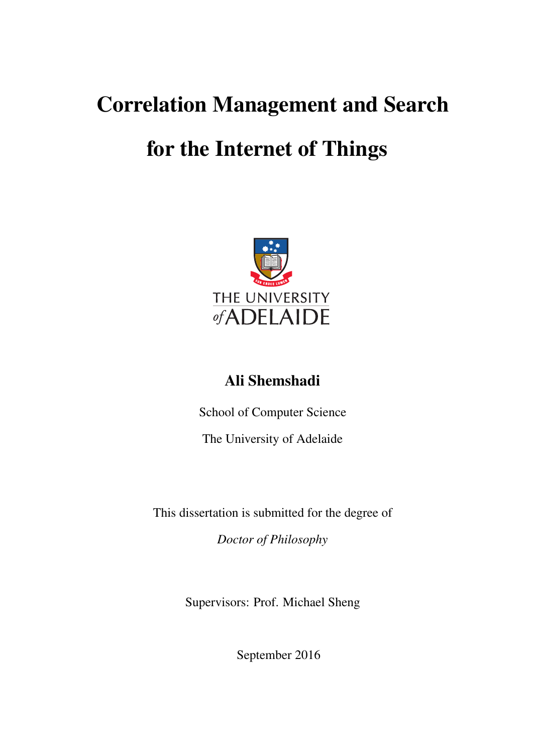# Correlation Management and Search for the Internet of Things

THE UNIVERSITY *of* ADELAIDE

**Ali Shemshadi**

School of Computer Science

The University of Adelaide

This dissertation is submitted for the degree of

*Doctor of Philosophy*

Supervisors: Prof. Michael Sheng

September 2016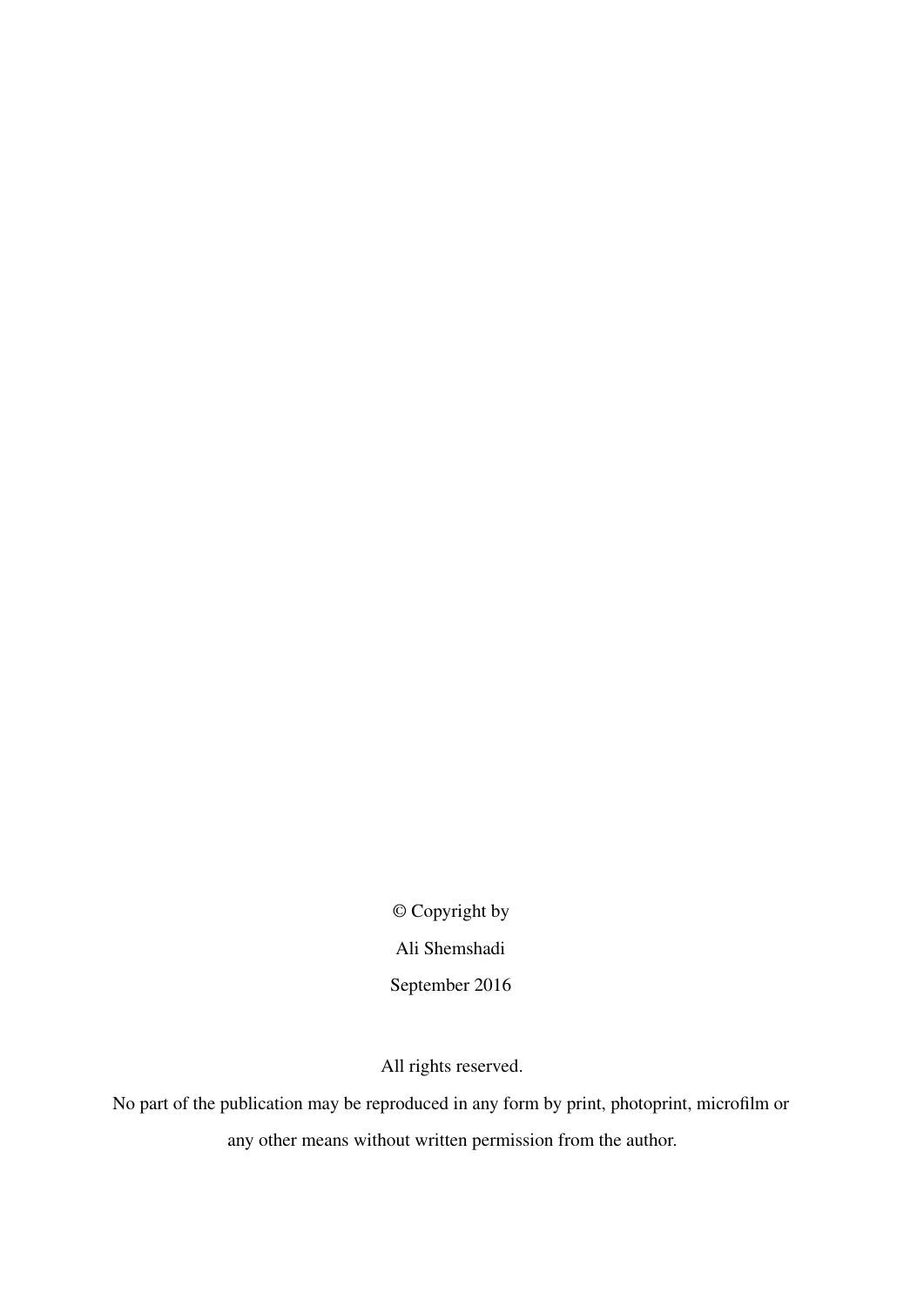© Copyright by

Ali Shemshadi

September 2016

All rights reserved.

No part of the publication may be reproduced in any form by print, photoprint, microfilm or any other means without written permission from the author.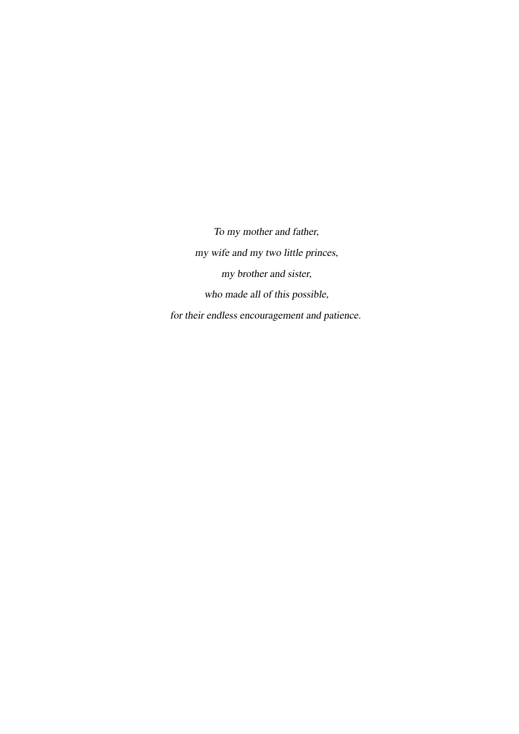*To my mother and father,*

*my wife and my two little princes,*

*my brother and sister,*

*who made all of this possible,*

*for their endless encouragement and patience.*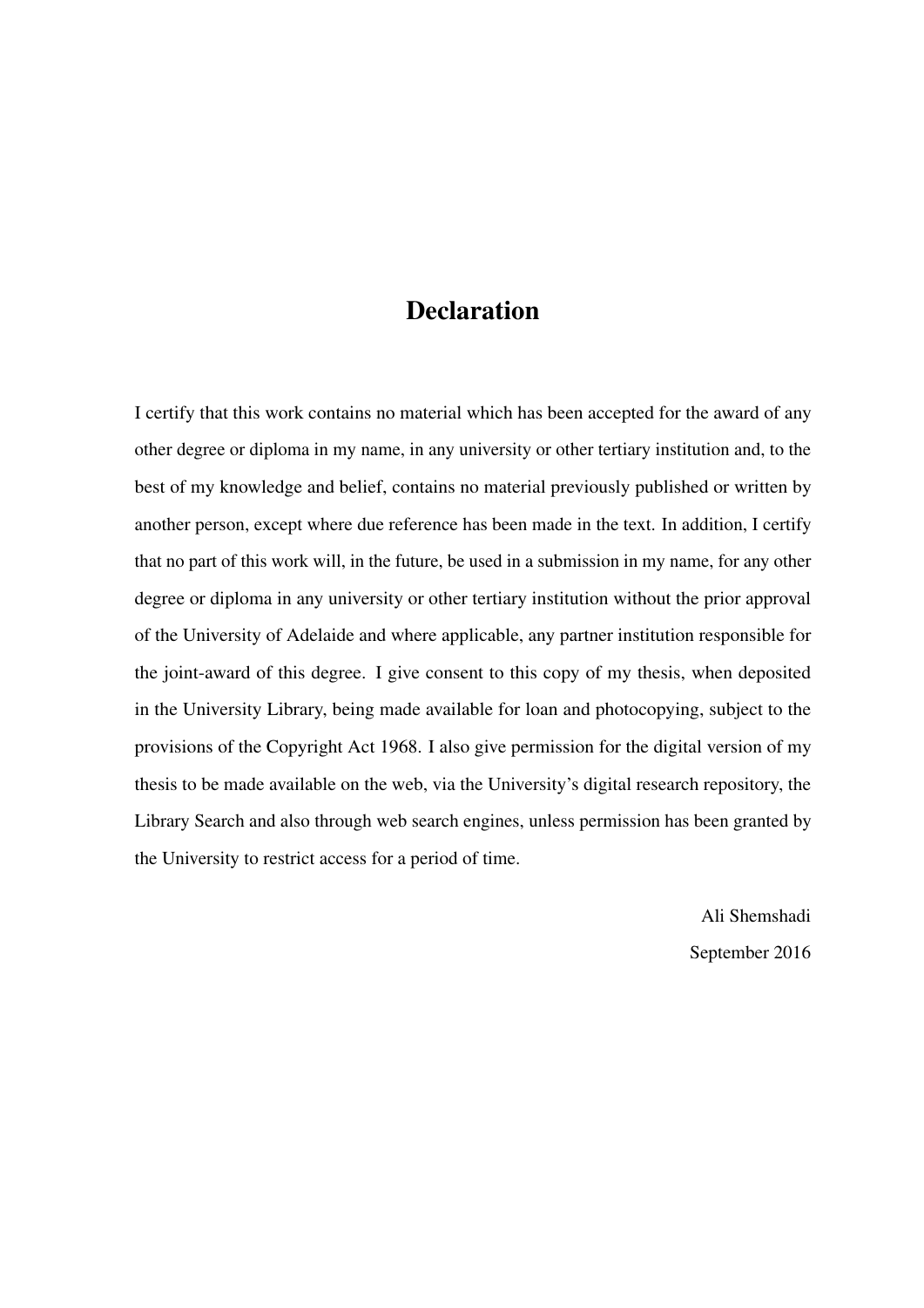# Declaration

I certify that this work contains no material which has been accepted for the award of any other degree or diploma in my name, in any university or other tertiary institution and, to the best of my knowledge and belief, contains no material previously published or written by another person, except where due reference has been made in the text. In addition, I certify that no part of this work will, in the future, be used in a submission in my name, for any other degree or diploma in any university or other tertiary institution without the prior approval of the University of Adelaide and where applicable, any partner institution responsible for the joint-award of this degree. I give consent to this copy of my thesis, when deposited in the University Library, being made available for loan and photocopying, subject to the provisions of the Copyright Act 1968. I also give permission for the digital version of my thesis to be made available on the web, via the University's digital research repository, the Library Search and also through web search engines, unless permission has been granted by the University to restrict access for a period of time.

Ali Shemshadi

September 2016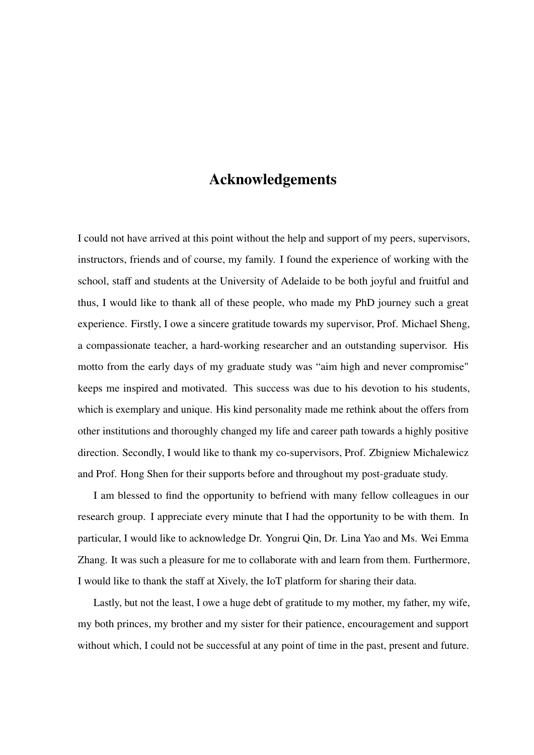# Acknowledgements

I could not have arrived at this point without the help and support of my peers, supervisors, instructors, friends and of course, my family. I found the experience of working with the school, staff and students at the University of Adelaide to be both joyful and fruitful and thus, I would like to thank all of these people, who made my PhD journey such a great experience. Firstly, I owe a sincere gratitude towards my supervisor, Prof. Michael Sheng, a compassionate teacher, a hard-working researcher and an outstanding supervisor. His motto from the early days of my graduate study was "aim high and never compromise" keeps me inspired and motivated. This success was due to his devotion to his students, which is exemplary and unique. His kind personality made me rethink about the offers from other institutions and thoroughly changed my life and career path towards a highly positive direction. Secondly, I would like to thank my co-supervisors, Prof. Zbigniew Michalewicz and Prof. Hong Shen for their supports before and throughout my post-graduate study.

I am blessed to find the opportunity to befriend with many fellow colleagues in our research group. I appreciate every minute that I had the opportunity to be with them. In particular, I would like to acknowledge Dr. Yongrui Qin, Dr. Lina Yao and Ms. Wei Emma Zhang. It was such a pleasure for me to collaborate with and learn from them. Furthermore, I would like to thank the staff at Xively, the IoT platform for sharing their data.

Lastly, but not the least, I owe a huge debt of gratitude to my mother, my father, my wife, my both princes, my brother and my sister for their patience, encouragement and support without which, I could not be successful at any point of time in the past, present and future.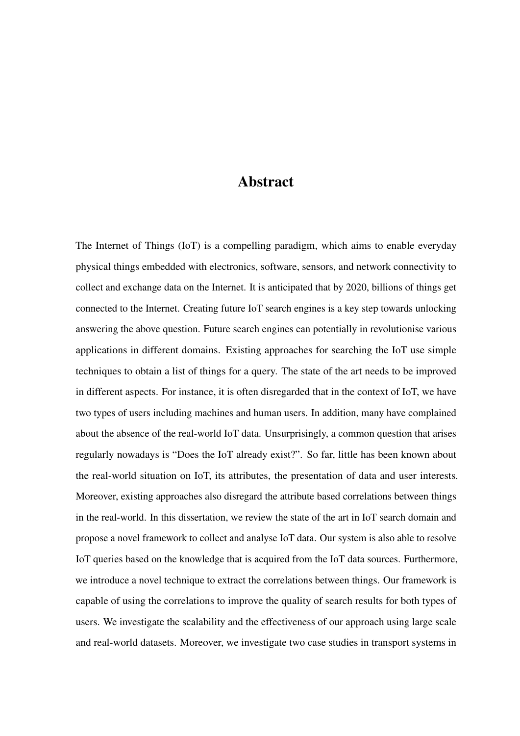# Abstract

The Internet of Things (IoT) is a compelling paradigm, which aims to enable everyday physical things embedded with electronics, software, sensors, and network connectivity to collect and exchange data on the Internet. It is anticipated that by 2020, billions of things get connected to the Internet. Creating future IoT search engines is a key step towards unlocking answering the above question. Future search engines can potentially in revolutionise various applications in different domains. Existing approaches for searching the IoT use simple techniques to obtain a list of things for a query. The state of the art needs to be improved in different aspects. For instance, it is often disregarded that in the context of IoT, we have two types of users including machines and human users. In addition, many have complained about the absence of the real-world IoT data. Unsurprisingly, a common question that arises regularly nowadays is "Does the IoT already exist?". So far, little has been known about the real-world situation on IoT, its attributes, the presentation of data and user interests. Moreover, existing approaches also disregard the attribute based correlations between things in the real-world. In this dissertation, we review the state of the art in IoT search domain and propose a novel framework to collect and analyse IoT data. Our system is also able to resolve IoT queries based on the knowledge that is acquired from the IoT data sources. Furthermore, we introduce a novel technique to extract the correlations between things. Our framework is capable of using the correlations to improve the quality of search results for both types of users. We investigate the scalability and the effectiveness of our approach using large scale and real-world datasets. Moreover, we investigate two case studies in transport systems in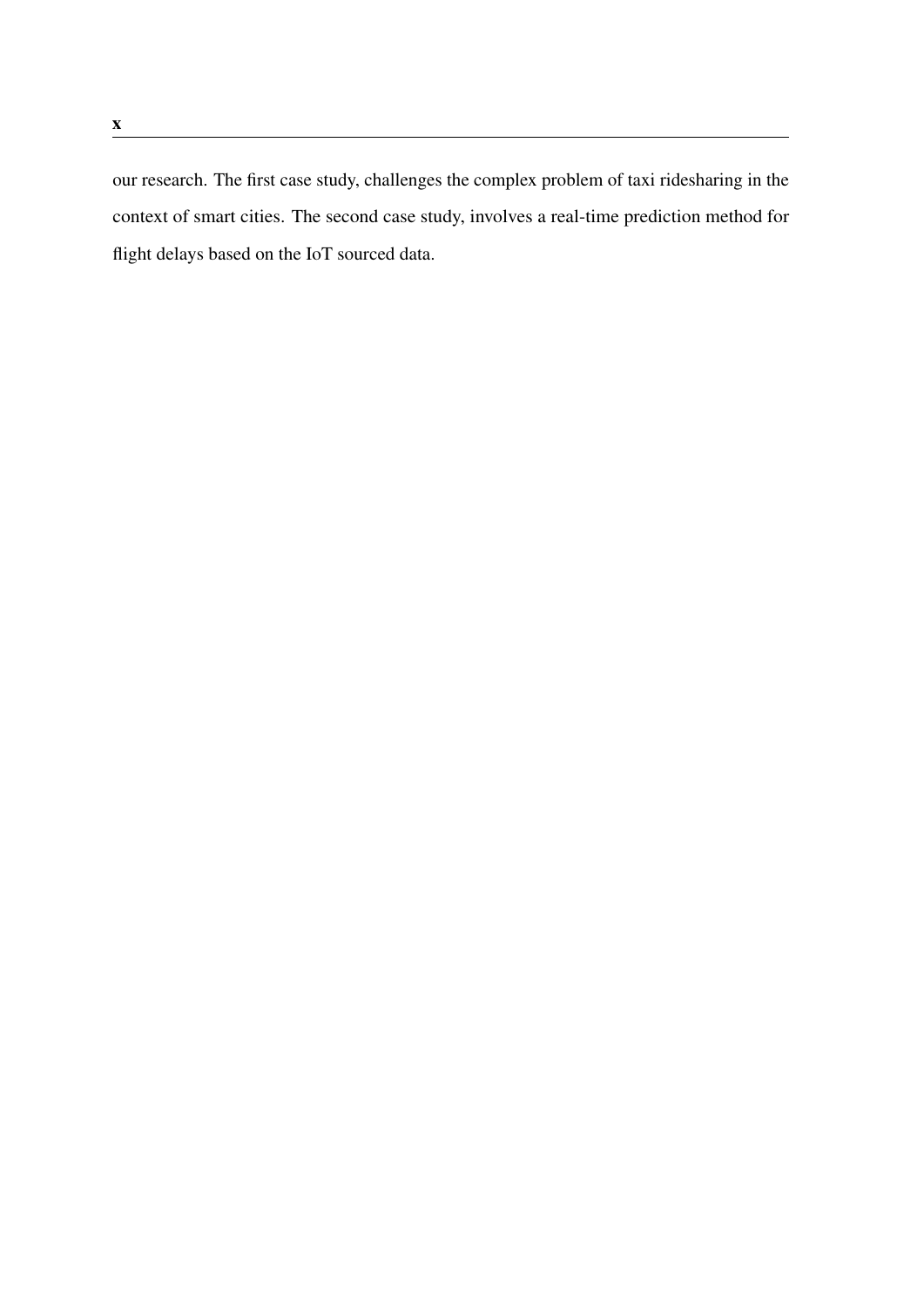our research. The first case study, challenges the complex problem of taxi ridesharing in the context of smart cities. The second case study, involves a real-time prediction method for flight delays based on the IoT sourced data.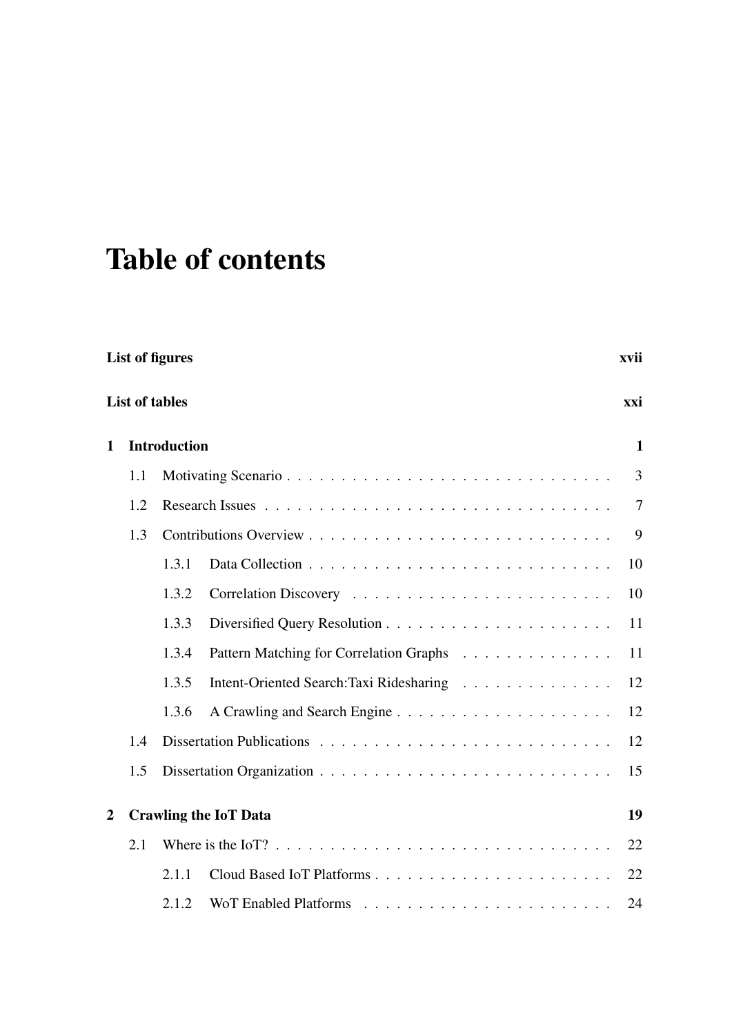# Table of contents

**List of figures** **xvii**

**List of tables** **xxi**

**1 Introduction** **1**

1.1 Motivating Scenario . . . . . . . . . . . . . . . . . . . . . . . . . . . . . 3

1.2 Research Issues . . . . . . . . . . . . . . . . . . . . . . . . . . . . . . . 7

1.3 Contributions Overview . . . . . . . . . . . . . . . . . . . . . . . . . . . 9

1.3.1 Data Collection . . . . . . . . . . . . . . . . . . . . . . . . . . . 10

1.3.2 Correlation Discovery . . . . . . . . . . . . . . . . . . . . . . . 10

1.3.3 Diversified Query Resolution . . . . . . . . . . . . . . . . . . . . 11

1.3.4 Pattern Matching for Correlation Graphs . . . . . . . . . . . . . . 11

1.3.5 Intent-Oriented Search:Taxi Ridesharing . . . . . . . . . . . . . . 12

1.3.6 A Crawling and Search Engine . . . . . . . . . . . . . . . . . . . 12

1.4 Dissertation Publications . . . . . . . . . . . . . . . . . . . . . . . . . . 12

1.5 Dissertation Organization . . . . . . . . . . . . . . . . . . . . . . . . . . 15

**2 Crawling the IoT Data** **19**

2.1 Where is the IoT? . . . . . . . . . . . . . . . . . . . . . . . . . . . . . . 22

2.1.1 Cloud Based IoT Platforms . . . . . . . . . . . . . . . . . . . . . 22

2.1.2 WoT Enabled Platforms . . . . . . . . . . . . . . . . . . . . . . 24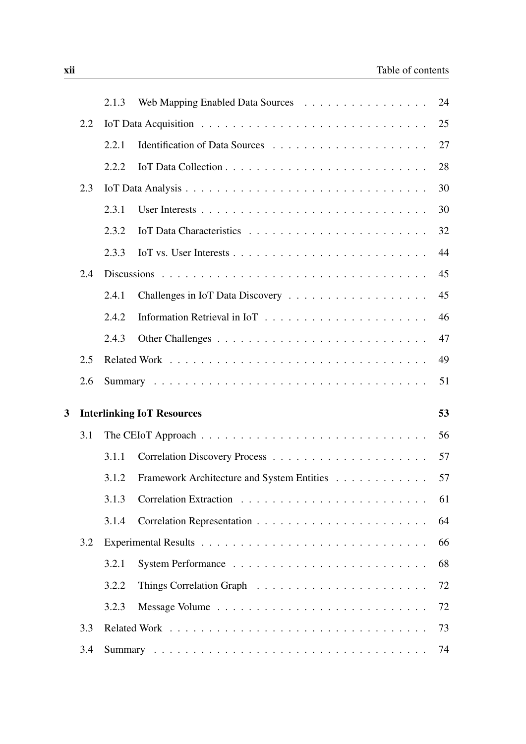2.1.3 Web Mapping Enabled Data Sources . . . . . . . . . . . . . . . . 24

2.2 IoT Data Acquisition . . . . . . . . . . . . . . . . . . . . . . . . . . . . . 25

2.2.1 Identification of Data Sources . . . . . . . . . . . . . . . . . . . . 27

2.2.2 IoT Data Collection . . . . . . . . . . . . . . . . . . . . . . . . . . 28

2.3 IoT Data Analysis . . . . . . . . . . . . . . . . . . . . . . . . . . . . . . 30

2.3.1 User Interests . . . . . . . . . . . . . . . . . . . . . . . . . . . . . 30

2.3.2 IoT Data Characteristics . . . . . . . . . . . . . . . . . . . . . . . 32

2.3.3 IoT vs. User Interests . . . . . . . . . . . . . . . . . . . . . . . . . 44

2.4 Discussions . . . . . . . . . . . . . . . . . . . . . . . . . . . . . . . . . 45

2.4.1 Challenges in IoT Data Discovery . . . . . . . . . . . . . . . . . . 45

2.4.2 Information Retrieval in IoT . . . . . . . . . . . . . . . . . . . . . 46

2.4.3 Other Challenges . . . . . . . . . . . . . . . . . . . . . . . . . . . 47

2.5 Related Work . . . . . . . . . . . . . . . . . . . . . . . . . . . . . . . . 49

2.6 Summary . . . . . . . . . . . . . . . . . . . . . . . . . . . . . . . . . . 51

**3 Interlinking IoT Resources** **53**

3.1 The CEIoT Approach . . . . . . . . . . . . . . . . . . . . . . . . . . . . 56

3.1.1 Correlation Discovery Process . . . . . . . . . . . . . . . . . . . . 57

3.1.2 Framework Architecture and System Entities . . . . . . . . . . . . 57

3.1.3 Correlation Extraction . . . . . . . . . . . . . . . . . . . . . . . . 61

3.1.4 Correlation Representation . . . . . . . . . . . . . . . . . . . . . . 64

3.2 Experimental Results . . . . . . . . . . . . . . . . . . . . . . . . . . . . 66

3.2.1 System Performance . . . . . . . . . . . . . . . . . . . . . . . . . 68

3.2.2 Things Correlation Graph . . . . . . . . . . . . . . . . . . . . . . 72

3.2.3 Message Volume . . . . . . . . . . . . . . . . . . . . . . . . . . . 72

3.3 Related Work . . . . . . . . . . . . . . . . . . . . . . . . . . . . . . . . 73

3.4 Summary . . . . . . . . . . . . . . . . . . . . . . . . . . . . . . . . . . 74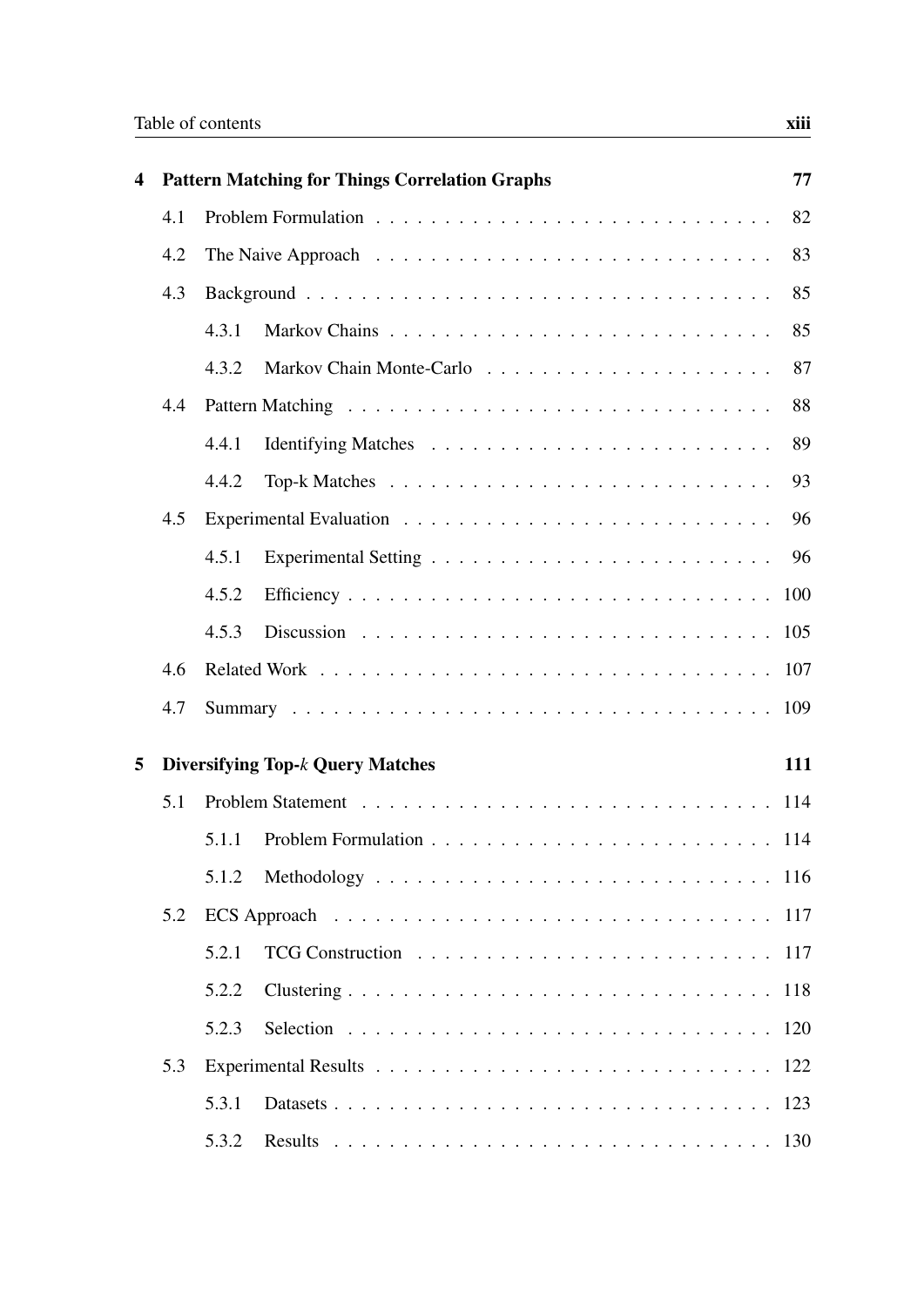**4 Pattern Matching for Things Correlation Graphs** 77

- 4.1 Problem Formulation . . . . . . . . . . . . . . . . . . . . . . . . . . . . 82
- 4.2 The Naive Approach . . . . . . . . . . . . . . . . . . . . . . . . . . . . 83
- 4.3 Background . . . . . . . . . . . . . . . . . . . . . . . . . . . . . . . . 85
  - 4.3.1 Markov Chains . . . . . . . . . . . . . . . . . . . . . . . . . . . 85
  - 4.3.2 Markov Chain Monte-Carlo . . . . . . . . . . . . . . . . . . . . 87
- 4.4 Pattern Matching . . . . . . . . . . . . . . . . . . . . . . . . . . . . . 88
  - 4.4.1 Identifying Matches . . . . . . . . . . . . . . . . . . . . . . . . 89
  - 4.4.2 Top-k Matches . . . . . . . . . . . . . . . . . . . . . . . . . . . 93
- 4.5 Experimental Evaluation . . . . . . . . . . . . . . . . . . . . . . . . . 96
  - 4.5.1 Experimental Setting . . . . . . . . . . . . . . . . . . . . . . . . 96
  - 4.5.2 Efficiency . . . . . . . . . . . . . . . . . . . . . . . . . . . . . 100
  - 4.5.3 Discussion . . . . . . . . . . . . . . . . . . . . . . . . . . . . . 105
- 4.6 Related Work . . . . . . . . . . . . . . . . . . . . . . . . . . . . . . . 107
- 4.7 Summary . . . . . . . . . . . . . . . . . . . . . . . . . . . . . . . . . 109

**5 Diversifying Top-*k* Query Matches** 111

- 5.1 Problem Statement . . . . . . . . . . . . . . . . . . . . . . . . . . . . 114
  - 5.1.1 Problem Formulation . . . . . . . . . . . . . . . . . . . . . . . . 114
  - 5.1.2 Methodology . . . . . . . . . . . . . . . . . . . . . . . . . . . . 116
- 5.2 ECS Approach . . . . . . . . . . . . . . . . . . . . . . . . . . . . . . 117
  - 5.2.1 TCG Construction . . . . . . . . . . . . . . . . . . . . . . . . . 117
  - 5.2.2 Clustering . . . . . . . . . . . . . . . . . . . . . . . . . . . . . 118
  - 5.2.3 Selection . . . . . . . . . . . . . . . . . . . . . . . . . . . . . . 120
- 5.3 Experimental Results . . . . . . . . . . . . . . . . . . . . . . . . . . . 122
  - 5.3.1 Datasets . . . . . . . . . . . . . . . . . . . . . . . . . . . . . . 123
  - 5.3.2 Results . . . . . . . . . . . . . . . . . . . . . . . . . . . . . . . 130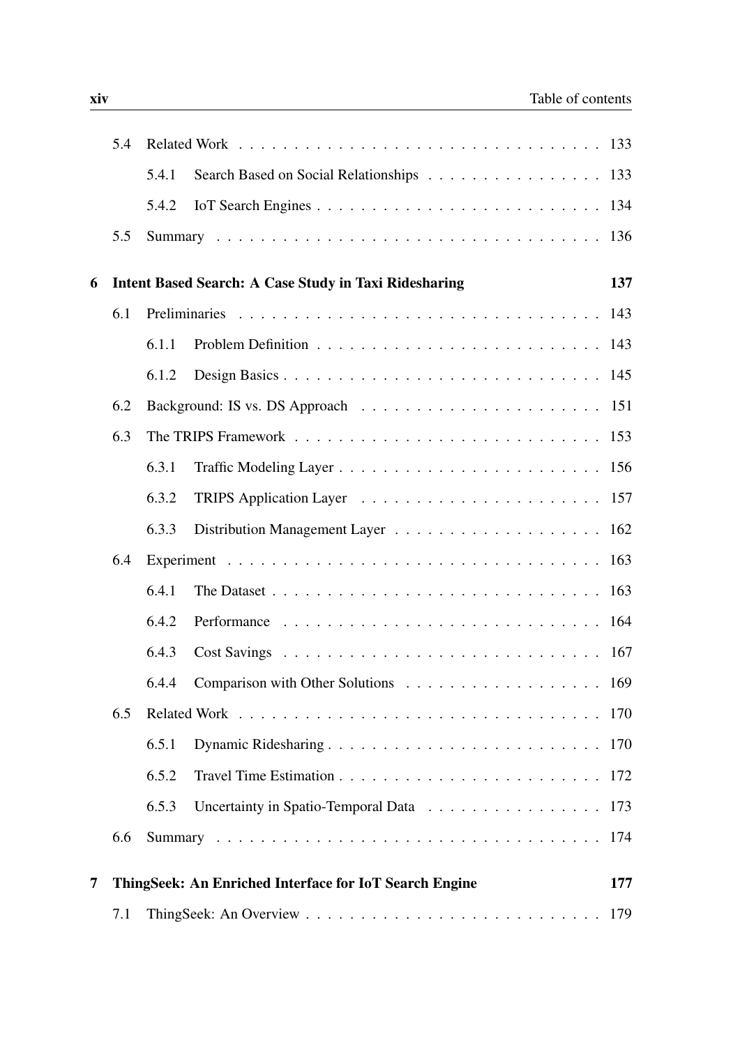- 5.4 Related Work . . . . . . . . . . 133
  - 5.4.1 Search Based on Social Relationships . . . . . . . . . . 133
  - 5.4.2 IoT Search Engines . . . . . . . . . . 134
- 5.5 Summary . . . . . . . . . . 136

**6 Intent Based Search: A Case Study in Taxi Ridesharing 137**

- 6.1 Preliminaries . . . . . . . . . . 143
  - 6.1.1 Problem Definition . . . . . . . . . . 143
  - 6.1.2 Design Basics . . . . . . . . . . 145
- 6.2 Background: IS vs. DS Approach . . . . . . . . . . 151
- 6.3 The TRIPS Framework . . . . . . . . . . 153
  - 6.3.1 Traffic Modeling Layer . . . . . . . . . . 156
  - 6.3.2 TRIPS Application Layer . . . . . . . . . . 157
  - 6.3.3 Distribution Management Layer . . . . . . . . . . 162
- 6.4 Experiment . . . . . . . . . . 163
  - 6.4.1 The Dataset . . . . . . . . . . 163
  - 6.4.2 Performance . . . . . . . . . . 164
  - 6.4.3 Cost Savings . . . . . . . . . . 167
  - 6.4.4 Comparison with Other Solutions . . . . . . . . . . 169
- 6.5 Related Work . . . . . . . . . . 170
  - 6.5.1 Dynamic Ridesharing . . . . . . . . . . 170
  - 6.5.2 Travel Time Estimation . . . . . . . . . . 172
  - 6.5.3 Uncertainty in Spatio-Temporal Data . . . . . . . . . . 173
- 6.6 Summary . . . . . . . . . . 174

**7 ThingSeek: An Enriched Interface for IoT Search Engine 177**

- 7.1 ThingSeek: An Overview . . . . . . . . . . 179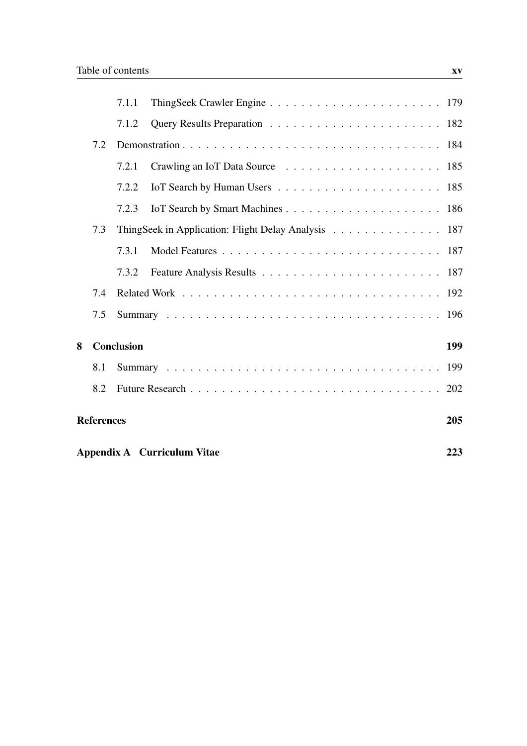- 7.1.1 ThingSeek Crawler Engine . . . . . . . . . . . . . . . . . . . . . . 179
- 7.1.2 Query Results Preparation . . . . . . . . . . . . . . . . . . . . . . 182
- 7.2 Demonstration . . . . . . . . . . . . . . . . . . . . . . . . . . . . . . . . . 184
  - 7.2.1 Crawling an IoT Data Source . . . . . . . . . . . . . . . . . . . . 185
  - 7.2.2 IoT Search by Human Users . . . . . . . . . . . . . . . . . . . . . 185
  - 7.2.3 IoT Search by Smart Machines . . . . . . . . . . . . . . . . . . . . 186
- 7.3 ThingSeek in Application: Flight Delay Analysis . . . . . . . . . . . . . . 187
  - 7.3.1 Model Features . . . . . . . . . . . . . . . . . . . . . . . . . . . . 187
  - 7.3.2 Feature Analysis Results . . . . . . . . . . . . . . . . . . . . . . . 187
- 7.4 Related Work . . . . . . . . . . . . . . . . . . . . . . . . . . . . . . . . . 192
- 7.5 Summary . . . . . . . . . . . . . . . . . . . . . . . . . . . . . . . . . . . 196

**8 Conclusion** **199**

- 8.1 Summary . . . . . . . . . . . . . . . . . . . . . . . . . . . . . . . . . . . 199
- 8.2 Future Research . . . . . . . . . . . . . . . . . . . . . . . . . . . . . . . . 202

**References** **205**

**Appendix A Curriculum Vitae** **223**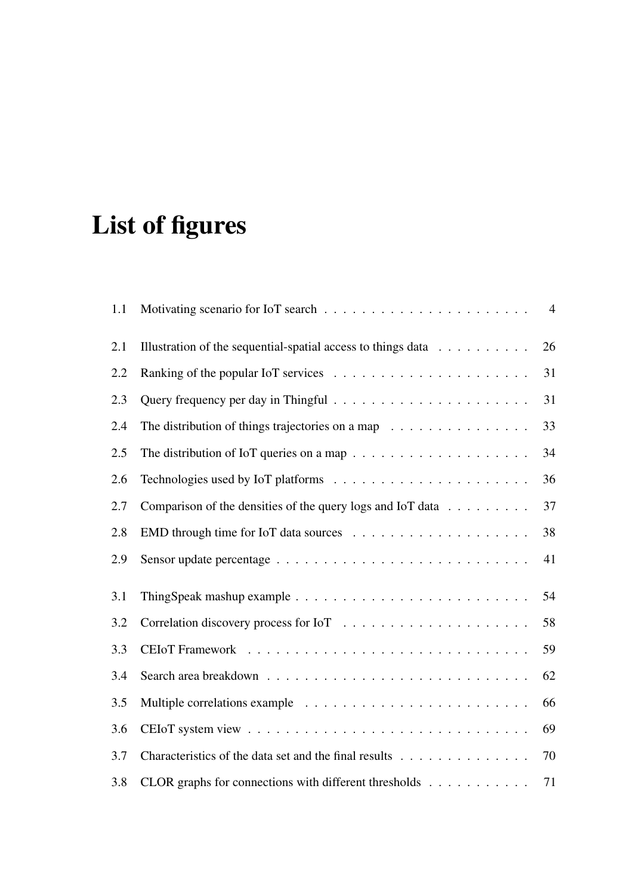# List of figures

| | | |
|---|---|---|
| 1.1 | Motivating scenario for IoT search | 4 |
| 2.1 | Illustration of the sequential-spatial access to things data | 26 |
| 2.2 | Ranking of the popular IoT services | 31 |
| 2.3 | Query frequency per day in Thingful | 31 |
| 2.4 | The distribution of things trajectories on a map | 33 |
| 2.5 | The distribution of IoT queries on a map | 34 |
| 2.6 | Technologies used by IoT platforms | 36 |
| 2.7 | Comparison of the densities of the query logs and IoT data | 37 |
| 2.8 | EMD through time for IoT data sources | 38 |
| 2.9 | Sensor update percentage | 41 |
| 3.1 | ThingSpeak mashup example | 54 |
| 3.2 | Correlation discovery process for IoT | 58 |
| 3.3 | CEIoT Framework | 59 |
| 3.4 | Search area breakdown | 62 |
| 3.5 | Multiple correlations example | 66 |
| 3.6 | CEIoT system view | 69 |
| 3.7 | Characteristics of the data set and the final results | 70 |
| 3.8 | CLOR graphs for connections with different thresholds | 71 |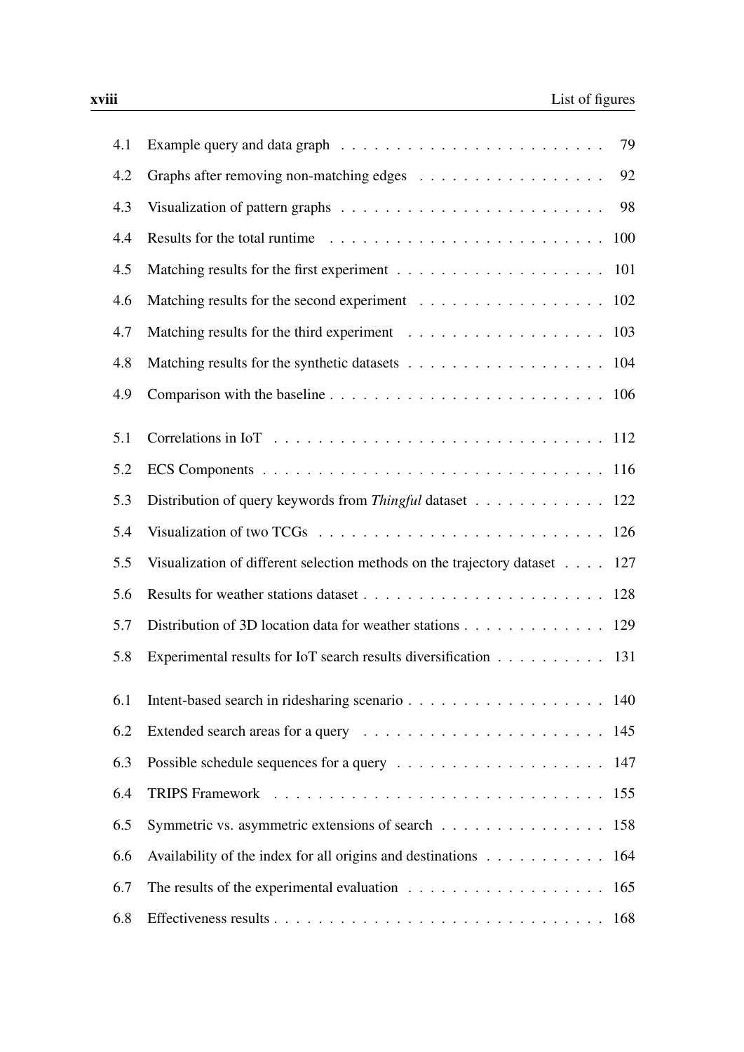4.1 Example query and data graph . . . . . . . . . . . . . . . . . . . . . . . 79

4.2 Graphs after removing non-matching edges . . . . . . . . . . . . . . . . . 92

4.3 Visualization of pattern graphs . . . . . . . . . . . . . . . . . . . . . . . 98

4.4 Results for the total runtime . . . . . . . . . . . . . . . . . . . . . . . . 100

4.5 Matching results for the first experiment . . . . . . . . . . . . . . . . . . 101

4.6 Matching results for the second experiment . . . . . . . . . . . . . . . . . 102

4.7 Matching results for the third experiment . . . . . . . . . . . . . . . . . . 103

4.8 Matching results for the synthetic datasets . . . . . . . . . . . . . . . . . 104

4.9 Comparison with the baseline . . . . . . . . . . . . . . . . . . . . . . . . 106

5.1 Correlations in IoT . . . . . . . . . . . . . . . . . . . . . . . . . . . . . 112

5.2 ECS Components . . . . . . . . . . . . . . . . . . . . . . . . . . . . . . 116

5.3 Distribution of query keywords from *Thingful* dataset . . . . . . . . . . . . 122

5.4 Visualization of two TCGs . . . . . . . . . . . . . . . . . . . . . . . . . 126

5.5 Visualization of different selection methods on the trajectory dataset . . . . 127

5.6 Results for weather stations dataset . . . . . . . . . . . . . . . . . . . . . 128

5.7 Distribution of 3D location data for weather stations . . . . . . . . . . . . . 129

5.8 Experimental results for IoT search results diversification . . . . . . . . . . 131

6.1 Intent-based search in ridesharing scenario . . . . . . . . . . . . . . . . . . 140

6.2 Extended search areas for a query . . . . . . . . . . . . . . . . . . . . . . 145

6.3 Possible schedule sequences for a query . . . . . . . . . . . . . . . . . . . 147

6.4 TRIPS Framework . . . . . . . . . . . . . . . . . . . . . . . . . . . . . 155

6.5 Symmetric vs. asymmetric extensions of search . . . . . . . . . . . . . . . 158

6.6 Availability of the index for all origins and destinations . . . . . . . . . . . 164

6.7 The results of the experimental evaluation . . . . . . . . . . . . . . . . . . 165

6.8 Effectiveness results . . . . . . . . . . . . . . . . . . . . . . . . . . . . . 168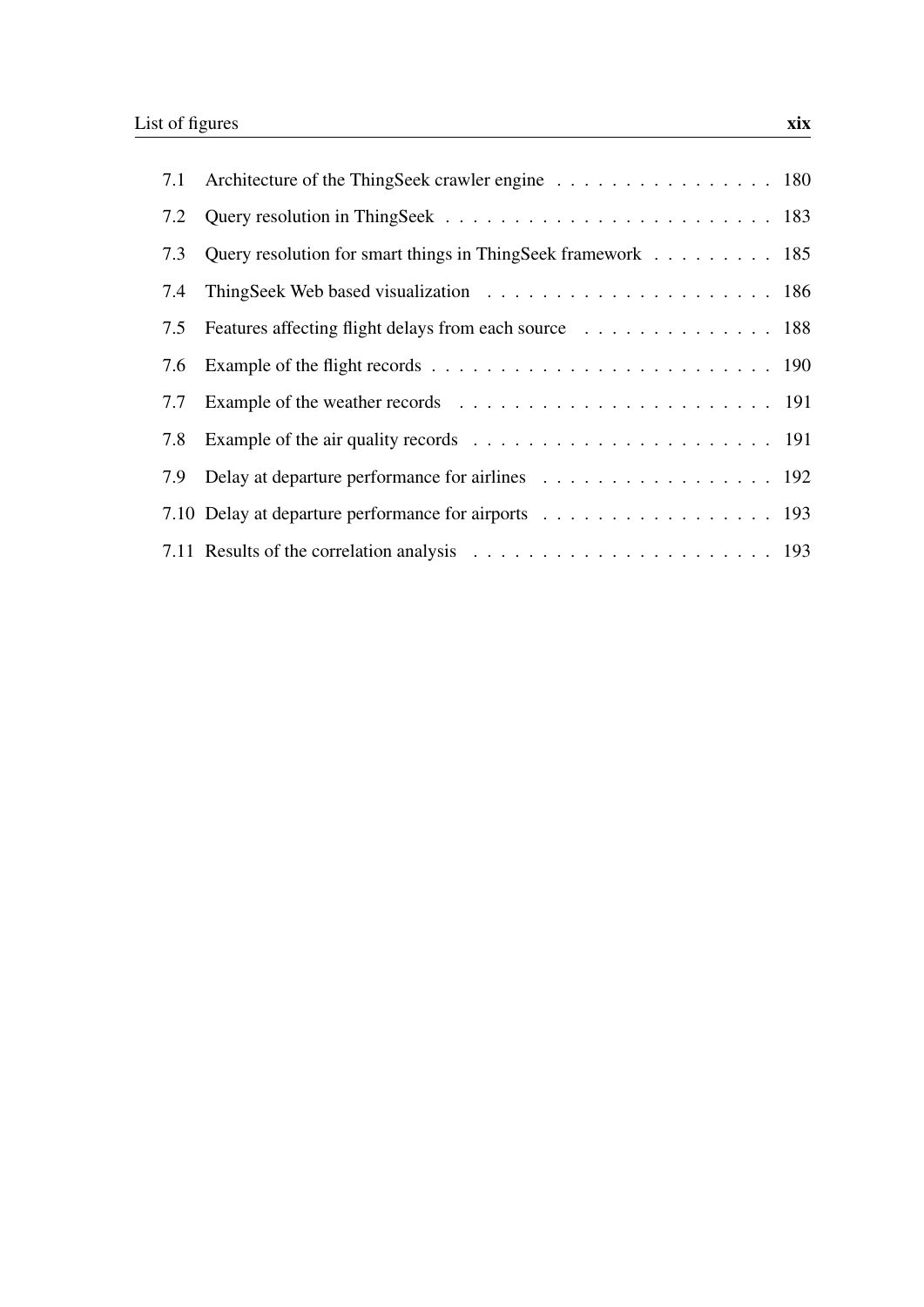7.1 Architecture of the ThingSeek crawler engine . . . . . . . . . . . . . . . . 180

7.2 Query resolution in ThingSeek . . . . . . . . . . . . . . . . . . . . . . . . 183

7.3 Query resolution for smart things in ThingSeek framework . . . . . . . . . 185

7.4 ThingSeek Web based visualization . . . . . . . . . . . . . . . . . . . . . 186

7.5 Features affecting flight delays from each source . . . . . . . . . . . . . . 188

7.6 Example of the flight records . . . . . . . . . . . . . . . . . . . . . . . . . 190

7.7 Example of the weather records . . . . . . . . . . . . . . . . . . . . . . . 191

7.8 Example of the air quality records . . . . . . . . . . . . . . . . . . . . . . 191

7.9 Delay at departure performance for airlines . . . . . . . . . . . . . . . . . 192

7.10 Delay at departure performance for airports . . . . . . . . . . . . . . . . . 193

7.11 Results of the correlation analysis . . . . . . . . . . . . . . . . . . . . . . 193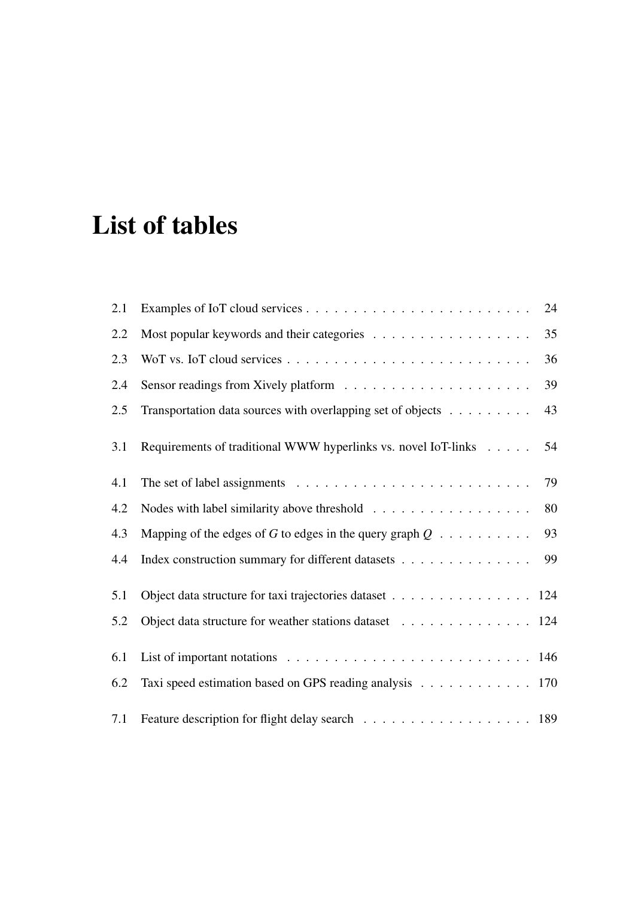# List of tables

| | | |
|---|---|---|
| 2.1 | Examples of IoT cloud services | 24 |
| 2.2 | Most popular keywords and their categories | 35 |
| 2.3 | WoT vs. IoT cloud services | 36 |
| 2.4 | Sensor readings from Xively platform | 39 |
| 2.5 | Transportation data sources with overlapping set of objects | 43 |
| 3.1 | Requirements of traditional WWW hyperlinks vs. novel IoT-links | 54 |
| 4.1 | The set of label assignments | 79 |
| 4.2 | Nodes with label similarity above threshold | 80 |
| 4.3 | Mapping of the edges of $G$ to edges in the query graph $Q$ | 93 |
| 4.4 | Index construction summary for different datasets | 99 |
| 5.1 | Object data structure for taxi trajectories dataset | 124 |
| 5.2 | Object data structure for weather stations dataset | 124 |
| 6.1 | List of important notations | 146 |
| 6.2 | Taxi speed estimation based on GPS reading analysis | 170 |
| 7.1 | Feature description for flight delay search | 189 |